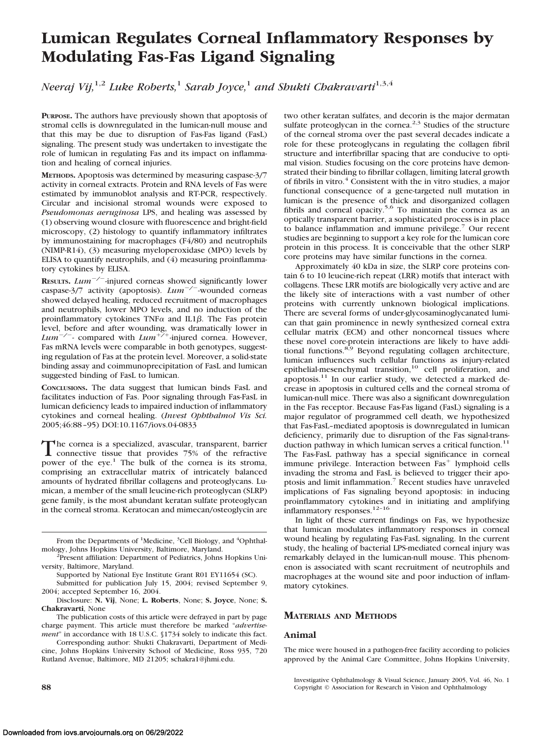# Lumican Regulates Corneal Inflammatory Responses by Modulating Fas-Fas Ligand Signaling

*Neeraj Vij,*[1,2] *Luke Roberts,*[1] *Sarah Joyce,*[1] *and Shukti Chakravarti*[1,3,4]

**PURPOSE.** The authors have previously shown that apoptosis of stromal cells is downregulated in the lumican-null mouse and that this may be due to disruption of Fas-Fas ligand (FasL) signaling. The present study was undertaken to investigate the role of lumican in regulating Fas and its impact on inflammation and healing of corneal injuries.

**METHODS.** Apoptosis was determined by measuring caspase-3/7 activity in corneal extracts. Protein and RNA levels of Fas were estimated by immunoblot analysis and RT-PCR, respectively. Circular and incisional stromal wounds were exposed to *Pseudomonas aeruginosa* LPS, and healing was assessed by (1) observing wound closure with fluorescence and bright-field microscopy, (2) histology to quantify inflammatory infiltrates by immunostaining for macrophages (F4/80) and neutrophils (NIMP-R14), (3) measuring myeloperoxidase (MPO) levels by ELISA to quantify neutrophils, and (4) measuring proinflammatory cytokines by ELISA.

**RESULTS.** $Lum^{-/-}$-injured corneas showed significantly lower caspase-3/7 activity (apoptosis). $Lum^{-/-}$-wounded corneas showed delayed healing, reduced recruitment of macrophages and neutrophils, lower MPO levels, and no induction of the proinflammatory cytokines TNF$\alpha$ and IL1$\beta$. The Fas protein level, before and after wounding, was dramatically lower in $Lum^{-/-}$- compared with $Lum^{+/+}$-injured cornea. However, Fas mRNA levels were comparable in both genotypes, suggesting regulation of Fas at the protein level. Moreover, a solid-state binding assay and coimmunoprecipitation of FasL and lumican suggested binding of FasL to lumican.

**CONCLUSIONS.** The data suggest that lumican binds FasL and facilitates induction of Fas. Poor signaling through Fas-FasL in lumican deficiency leads to impaired induction of inflammatory cytokines and corneal healing. (*Invest Ophthalmol Vis Sci.* 2005;46:88–95) DOI:10.1167/iovs.04-0833

The cornea is a specialized, avascular, transparent, barrier connective tissue that provides 75% of the refractive power of the eye.[1] The bulk of the cornea is its stroma, comprising an extracellular matrix of intricately balanced amounts of hydrated fibrillar collagens and proteoglycans. Lumican, a member of the small leucine-rich proteoglycan (SLRP) gene family, is the most abundant keratan sulfate proteoglycan in the corneal stroma. Keratocan and mimecan/osteoglycin are two other keratan sulfates, and decorin is the major dermatan sulfate proteoglycan in the cornea.[2,3] Studies of the structure of the corneal stroma over the past several decades indicate a role for these proteoglycans in regulating the collagen fibril structure and interfibrillar spacing that are conducive to optimal vision. Studies focusing on the core proteins have demonstrated their binding to fibrillar collagen, limiting lateral growth of fibrils in vitro.[4] Consistent with the in vitro studies, a major functional consequence of a gene-targeted null mutation in lumican is the presence of thick and disorganized collagen fibrils and corneal opacity.[5,6] To maintain the cornea as an optically transparent barrier, a sophisticated process is in place to balance inflammation and immune privilege.[7] Our recent studies are beginning to support a key role for the lumican core protein in this process. It is conceivable that the other SLRP core proteins may have similar functions in the cornea.

Approximately 40 kDa in size, the SLRP core proteins contain 6 to 10 leucine-rich repeat (LRR) motifs that interact with collagens. These LRR motifs are biologically very active and are the likely site of interactions with a vast number of other proteins with currently unknown biological implications. There are several forms of under-glycosaminoglycanated lumican that gain prominence in newly synthesized corneal extra cellular matrix (ECM) and other noncorneal tissues where these novel core-protein interactions are likely to have additional functions.[8,9] Beyond regulating collagen architecture, lumican influences such cellular functions as injury-related epithelial-mesenchymal transition,[10] cell proliferation, and apoptosis.[11] In our earlier study, we detected a marked decrease in apoptosis in cultured cells and the corneal stroma of lumican-null mice. There was also a significant downregulation in the Fas receptor. Because Fas-Fas ligand (FasL) signaling is a major regulator of programmed cell death, we hypothesized that Fas-FasL–mediated apoptosis is downregulated in lumican deficiency, primarily due to disruption of the Fas signal-transduction pathway in which lumican serves a critical function.[11] The Fas-FasL pathway has a special significance in corneal immune privilege. Interaction between $Fas^+$ lymphoid cells invading the stroma and FasL is believed to trigger their apoptosis and limit inflammation.[7] Recent studies have unraveled implications of Fas signaling beyond apoptosis: in inducing proinflammatory cytokines and in initiating and amplifying inflammatory responses.[12–16]

In light of these current findings on Fas, we hypothesize that lumican modulates inflammatory responses in corneal wound healing by regulating Fas-FasL signaling. In the current study, the healing of bacterial LPS-mediated corneal injury was remarkably delayed in the lumican-null mouse. This phenomenon is associated with scant recruitment of neutrophils and macrophages at the wound site and poor induction of inflammatory cytokines.

## MATERIALS AND METHODS

### Animal

The mice were housed in a pathogen-free facility according to policies approved by the Animal Care Committee, Johns Hopkins University,

---

From the Departments of [1]Medicine, [3]Cell Biology, and [4]Ophthalmology, Johns Hopkins University, Baltimore, Maryland.

[2]Present affiliation: Department of Pediatrics, Johns Hopkins University, Baltimore, Maryland.

Supported by National Eye Institute Grant R01 EY11654 (SC).

Submitted for publication July 15, 2004; revised September 9, 2004; accepted September 16, 2004.

Disclosure: **N. Vij**, None; **L. Roberts**, None; **S. Joyce**, None; **S. Chakravarti**, None

The publication costs of this article were defrayed in part by page charge payment. This article must therefore be marked "*advertisement*" in accordance with 18 U.S.C. §1734 solely to indicate this fact.

Corresponding author: Shukti Chakravarti, Department of Medicine, Johns Hopkins University School of Medicine, Ross 935, 720 Rutland Avenue, Baltimore, MD 21205; schakra1@jhmi.edu.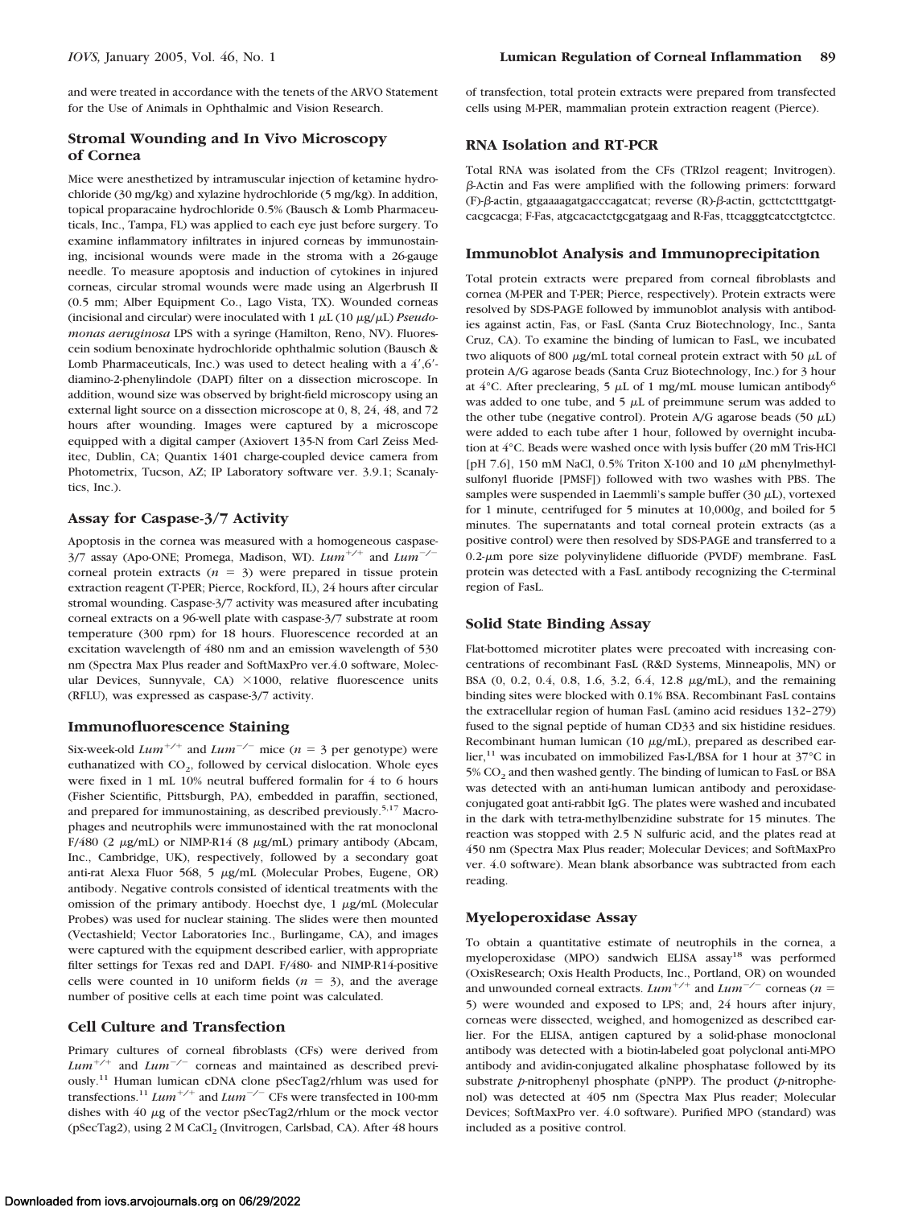and were treated in accordance with the tenets of the ARVO Statement for the Use of Animals in Ophthalmic and Vision Research.

## Stromal Wounding and In Vivo Microscopy of Cornea

Mice were anesthetized by intramuscular injection of ketamine hydrochloride (30 mg/kg) and xylazine hydrochloride (5 mg/kg). In addition, topical proparacaine hydrochloride 0.5% (Bausch & Lomb Pharmaceuticals, Inc., Tampa, FL) was applied to each eye just before surgery. To examine inflammatory infiltrates in injured corneas by immunostaining, incisional wounds were made in the stroma with a 26-gauge needle. To measure apoptosis and induction of cytokines in injured corneas, circular stromal wounds were made using an Algerbrush II (0.5 mm; Alber Equipment Co., Lago Vista, TX). Wounded corneas (incisional and circular) were inoculated with 1 μL (10 μg/μL) *Pseudomonas aeruginosa* LPS with a syringe (Hamilton, Reno, NV). Fluorescein sodium benoxinate hydrochloride ophthalmic solution (Bausch & Lomb Pharmaceuticals, Inc.) was used to detect healing with a 4′,6′-diamino-2-phenylindole (DAPI) filter on a dissection microscope. In addition, wound size was observed by bright-field microscopy using an external light source on a dissection microscope at 0, 8, 24, 48, and 72 hours after wounding. Images were captured by a microscope equipped with a digital camper (Axiovert 135-N from Carl Zeiss Meditec, Dublin, CA; Quantix 1401 charge-coupled device camera from Photometrix, Tucson, AZ; IP Laboratory software ver. 3.9.1; Scanalytics, Inc.).

## Assay for Caspase-3/7 Activity

Apoptosis in the cornea was measured with a homogeneous caspase-3/7 assay (Apo-ONE; Promega, Madison, WI). $Lum^{+/+}$ and $Lum^{-/-}$ corneal protein extracts ($n = 3$) were prepared in tissue protein extraction reagent (T-PER; Pierce, Rockford, IL), 24 hours after circular stromal wounding. Caspase-3/7 activity was measured after incubating corneal extracts on a 96-well plate with caspase-3/7 substrate at room temperature (300 rpm) for 18 hours. Fluorescence recorded at an excitation wavelength of 480 nm and an emission wavelength of 530 nm (Spectra Max Plus reader and SoftMaxPro ver.4.0 software, Molecular Devices, Sunnyvale, CA) ×1000, relative fluorescence units (RFLU), was expressed as caspase-3/7 activity.

## Immunofluorescence Staining

Six-week-old $Lum^{+/+}$ and $Lum^{-/-}$ mice ($n = 3$ per genotype) were euthanatized with $CO_2$, followed by cervical dislocation. Whole eyes were fixed in 1 mL 10% neutral buffered formalin for 4 to 6 hours (Fisher Scientific, Pittsburgh, PA), embedded in paraffin, sectioned, and prepared for immunostaining, as described previously.[5,17] Macrophages and neutrophils were immunostained with the rat monoclonal F/480 (2 μg/mL) or NIMP-R14 (8 μg/mL) primary antibody (Abcam, Inc., Cambridge, UK), respectively, followed by a secondary goat anti-rat Alexa Fluor 568, 5 μg/mL (Molecular Probes, Eugene, OR) antibody. Negative controls consisted of identical treatments with the omission of the primary antibody. Hoechst dye, 1 μg/mL (Molecular Probes) was used for nuclear staining. The slides were then mounted (Vectashield; Vector Laboratories Inc., Burlingame, CA), and images were captured with the equipment described earlier, with appropriate filter settings for Texas red and DAPI. F/480- and NIMP-R14-positive cells were counted in 10 uniform fields ($n = 3$), and the average number of positive cells at each time point was calculated.

## Cell Culture and Transfection

Primary cultures of corneal fibroblasts (CFs) were derived from $Lum^{+/+}$ and $Lum^{-/-}$ corneas and maintained as described previously.[11] Human lumican cDNA clone pSecTag2/rhlum was used for transfections.[11] $Lum^{+/+}$ and $Lum^{-/-}$ CFs were transfected in 100-mm dishes with 40 μg of the vector pSecTag2/rhlum or the mock vector (pSecTag2), using 2 M $CaCl_2$ (Invitrogen, Carlsbad, CA). After 48 hours of transfection, total protein extracts were prepared from transfected cells using M-PER, mammalian protein extraction reagent (Pierce).

## RNA Isolation and RT-PCR

Total RNA was isolated from the CFs (TRIzol reagent; Invitrogen). β-Actin and Fas were amplified with the following primers: forward (F)-β-actin, gtgaaaagatgacccagatcat; reverse (R)-β-actin, gcttctctttgatgtcacgcacga; F-Fas, atgcacactctgcgatgaag and R-Fas, ttcagggtcatcctgtctcc.

## Immunoblot Analysis and Immunoprecipitation

Total protein extracts were prepared from corneal fibroblasts and cornea (M-PER and T-PER; Pierce, respectively). Protein extracts were resolved by SDS-PAGE followed by immunoblot analysis with antibodies against actin, Fas, or FasL (Santa Cruz Biotechnology, Inc., Santa Cruz, CA). To examine the binding of lumican to FasL, we incubated two aliquots of 800 μg/mL total corneal protein extract with 50 μL of protein A/G agarose beads (Santa Cruz Biotechnology, Inc.) for 3 hour at 4°C. After preclearing, 5 μL of 1 mg/mL mouse lumican antibody[6] was added to one tube, and 5 μL of preimmune serum was added to the other tube (negative control). Protein A/G agarose beads (50 μL) were added to each tube after 1 hour, followed by overnight incubation at 4°C. Beads were washed once with lysis buffer (20 mM Tris-HCl [pH 7.6], 150 mM NaCl, 0.5% Triton X-100 and 10 μM phenylmethylsulfonyl fluoride [PMSF]) followed with two washes with PBS. The samples were suspended in Laemmli's sample buffer (30 μL), vortexed for 1 minute, centrifuged for 5 minutes at 10,000g, and boiled for 5 minutes. The supernatants and total corneal protein extracts (as a positive control) were then resolved by SDS-PAGE and transferred to a 0.2-μm pore size polyvinylidene difluoride (PVDF) membrane. FasL protein was detected with a FasL antibody recognizing the C-terminal region of FasL.

## Solid State Binding Assay

Flat-bottomed microtiter plates were precoated with increasing concentrations of recombinant FasL (R&D Systems, Minneapolis, MN) or BSA (0, 0.2, 0.4, 0.8, 1.6, 3.2, 6.4, 12.8 μg/mL), and the remaining binding sites were blocked with 0.1% BSA. Recombinant FasL contains the extracellular region of human FasL (amino acid residues 132–279) fused to the signal peptide of human CD33 and six histidine residues. Recombinant human lumican (10 μg/mL), prepared as described earlier,[11] was incubated on immobilized Fas-L/BSA for 1 hour at 37°C in 5% $CO_2$ and then washed gently. The binding of lumican to FasL or BSA was detected with an anti-human lumican antibody and peroxidase-conjugated goat anti-rabbit IgG. The plates were washed and incubated in the dark with tetra-methylbenzidine substrate for 15 minutes. The reaction was stopped with 2.5 N sulfuric acid, and the plates read at 450 nm (Spectra Max Plus reader; Molecular Devices; and SoftMaxPro ver. 4.0 software). Mean blank absorbance was subtracted from each reading.

## Myeloperoxidase Assay

To obtain a quantitative estimate of neutrophils in the cornea, a myeloperoxidase (MPO) sandwich ELISA assay[18] was performed (OxisResearch; Oxis Health Products, Inc., Portland, OR) on wounded and unwounded corneal extracts. $Lum^{+/+}$ and $Lum^{-/-}$ corneas ($n = 5$) were wounded and exposed to LPS; and, 24 hours after injury, corneas were dissected, weighed, and homogenized as described earlier. For the ELISA, antigen captured by a solid-phase monoclonal antibody was detected with a biotin-labeled goat polyclonal anti-MPO antibody and avidin-conjugated alkaline phosphatase followed by its substrate *p*-nitrophenyl phosphate (pNPP). The product (*p*-nitrophenol) was detected at 405 nm (Spectra Max Plus reader; Molecular Devices; SoftMaxPro ver. 4.0 software). Purified MPO (standard) was included as a positive control.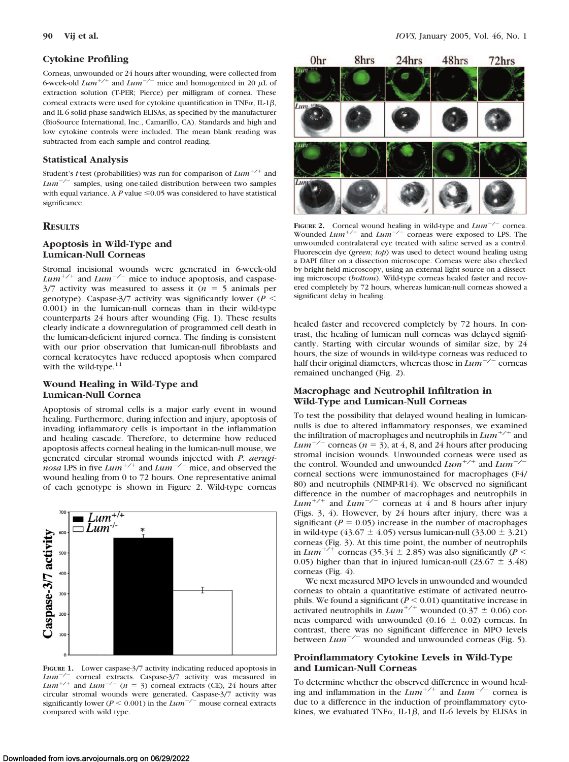## Cytokine Profiling

Corneas, unwounded or 24 hours after wounding, were collected from 6-week-old $Lum^{+/+}$ and $Lum^{-/-}$ mice and homogenized in 20 μL of extraction solution (T-PER; Pierce) per milligram of cornea. These corneal extracts were used for cytokine quantification in TNFα, IL-1β, and IL-6 solid-phase sandwich ELISAs, as specified by the manufacturer (BioSource International, Inc., Camarillo, CA). Standards and high and low cytokine controls were included. The mean blank reading was subtracted from each sample and control reading.

## Statistical Analysis

Student's *t*-test (probabilities) was run for comparison of $Lum^{+/+}$ and $Lum^{-/-}$ samples, using one-tailed distribution between two samples with equal variance. A $P$ value ≤0.05 was considered to have statistical significance.

# Results

## Apoptosis in Wild-Type and Lumican-Null Corneas

Stromal incisional wounds were generated in 6-week-old $Lum^{+/+}$ and $Lum^{-/-}$ mice to induce apoptosis, and caspase-3/7 activity was measured to assess it ($n = 5$ animals per genotype). Caspase-3/7 activity was significantly lower ($P < 0.001$) in the lumican-null corneas than in their wild-type counterparts 24 hours after wounding (Fig. 1). These results clearly indicate a downregulation of programmed cell death in the lumican-deficient injured cornea. The finding is consistent with our prior observation that lumican-null fibroblasts and corneal keratocytes have reduced apoptosis when compared with the wild-type.[11]

## Wound Healing in Wild-Type and Lumican-Null Cornea

Apoptosis of stromal cells is a major early event in wound healing. Furthermore, during infection and injury, apoptosis of invading inflammatory cells is important in the inflammation and healing cascade. Therefore, to determine how reduced apoptosis affects corneal healing in the lumican-null mouse, we generated circular stromal wounds injected with *P. aeruginosa* LPS in five $Lum^{+/+}$ and $Lum^{-/-}$ mice, and observed the wound healing from 0 to 72 hours. One representative animal of each genotype is shown in Figure 2. Wild-type corneas healed faster and recovered completely by 72 hours. In contrast, the healing of lumican null corneas was delayed significantly. Starting with circular wounds of similar size, by 24 hours, the size of wounds in wild-type corneas was reduced to half their original diameters, whereas those in $Lum^{-/-}$ corneas remained unchanged (Fig. 2).

**Figure 1.** Lower caspase-3/7 activity indicating reduced apoptosis in $Lum^{-/-}$ corneal extracts. Caspase-3/7 activity was measured in $Lum^{+/+}$ and $Lum^{-/-}$ ($n = 3$) corneal extracts (CE), 24 hours after circular stromal wounds were generated. Caspase-3/7 activity was significantly lower ($P < 0.001$) in the $Lum^{-/-}$ mouse corneal extracts compared with wild type.

**Figure 2.** Corneal wound healing in wild-type and $Lum^{-/-}$ cornea. Wounded $Lum^{+/+}$ and $Lum^{-/-}$ corneas were exposed to LPS. The unwounded contralateral eye treated with saline served as a control. Fluorescein dye (*green*; *top*) was used to detect wound healing using a DAPI filter on a dissection microscope. Corneas were also checked by bright-field microscopy, using an external light source on a dissecting microscope (*bottom*). Wild-type corneas healed faster and recovered completely by 72 hours, whereas lumican-null corneas showed a significant delay in healing.

## Macrophage and Neutrophil Infiltration in Wild-Type and Lumican-Null Corneas

To test the possibility that delayed wound healing in lumican-nulls is due to altered inflammatory responses, we examined the infiltration of macrophages and neutrophils in $Lum^{+/+}$ and $Lum^{-/-}$ corneas ($n = 3$), at 4, 8, and 24 hours after producing stromal incision wounds. Unwounded corneas were used as the control. Wounded and unwounded $Lum^{+/+}$ and $Lum^{-/-}$ corneal sections were immunostained for macrophages (F4/80) and neutrophils (NIMP-R14). We observed no significant difference in the number of macrophages and neutrophils in $Lum^{+/+}$ and $Lum^{-/-}$ corneas at 4 and 8 hours after injury (Figs. 3, 4). However, by 24 hours after injury, there was a significant ($P = 0.05$) increase in the number of macrophages in wild-type (43.67 ± 4.05) versus lumican-null (33.00 ± 3.21) corneas (Fig. 3). At this time point, the number of neutrophils in $Lum^{+/+}$ corneas (35.34 ± 2.85) was also significantly ($P < 0.05$) higher than that in injured lumican-null (23.67 ± 3.48) corneas (Fig. 4).

We next measured MPO levels in unwounded and wounded corneas to obtain a quantitative estimate of activated neutrophils. We found a significant ($P < 0.01$) quantitative increase in activated neutrophils in $Lum^{+/+}$ wounded (0.37 ± 0.06) corneas compared with unwounded (0.16 ± 0.02) corneas. In contrast, there was no significant difference in MPO levels between $Lum^{-/-}$ wounded and unwounded corneas (Fig. 5).

## Proinflammatory Cytokine Levels in Wild-Type and Lumican-Null Corneas

To determine whether the observed difference in wound healing and inflammation in the $Lum^{+/+}$ and $Lum^{-/-}$ cornea is due to a difference in the induction of proinflammatory cytokines, we evaluated TNFα, IL-1β, and IL-6 levels by ELISAs in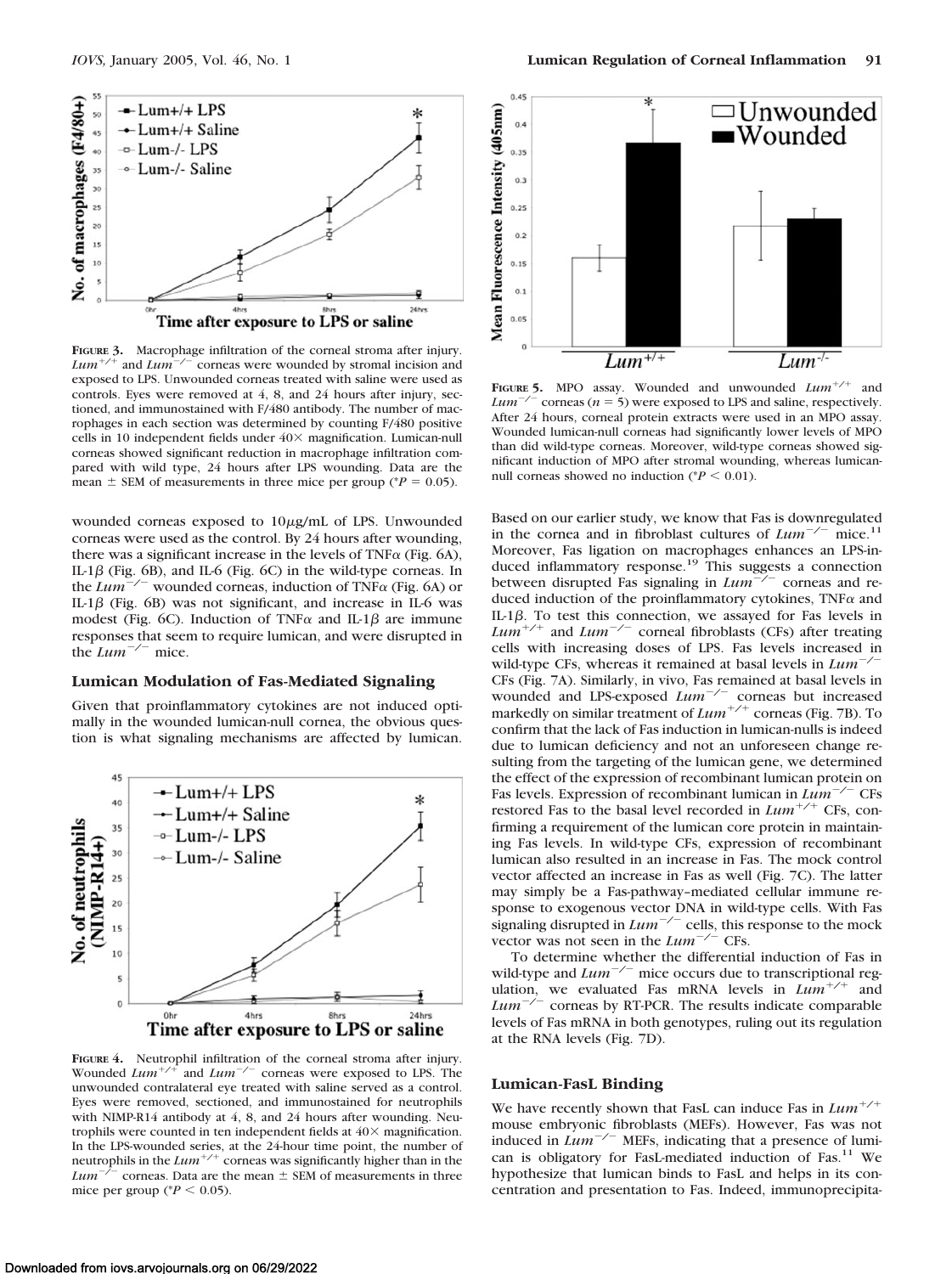**FIGURE 3.** Macrophage infiltration of the corneal stroma after injury. $Lum^{+/+}$ and $Lum^{-/-}$ corneas were wounded by stromal incision and exposed to LPS. Unwounded corneas treated with saline were used as controls. Eyes were removed at 4, 8, and 24 hours after injury, sectioned, and immunostained with F/480 antibody. The number of macrophages in each section was determined by counting F/480 positive cells in 10 independent fields under 40× magnification. Lumican-null corneas showed significant reduction in macrophage infiltration compared with wild type, 24 hours after LPS wounding. Data are the mean ± SEM of measurements in three mice per group (\*$P = 0.05$).

**FIGURE 4.** Neutrophil infiltration of the corneal stroma after injury. Wounded $Lum^{+/+}$ and $Lum^{-/-}$ corneas were exposed to LPS. The unwounded contralateral eye treated with saline served as a control. Eyes were removed, sectioned, and immunostained for neutrophils with NIMP-R14 antibody at 4, 8, and 24 hours after wounding. Neutrophils were counted in ten independent fields at 40× magnification. In the LPS-wounded series, at the 24-hour time point, the number of neutrophils in the $Lum^{+/+}$ corneas was significantly higher than in the $Lum^{-/-}$ corneas. Data are the mean ± SEM of measurements in three mice per group (\*$P < 0.05$).

**FIGURE 5.** MPO assay. Wounded and unwounded $Lum^{+/+}$ and $Lum^{-/-}$ corneas ($n = 5$) were exposed to LPS and saline, respectively. After 24 hours, corneal protein extracts were used in an MPO assay. Wounded lumican-null corneas had significantly lower levels of MPO than did wild-type corneas. Moreover, wild-type corneas showed significant induction of MPO after stromal wounding, whereas lumican-null corneas showed no induction (\*$P < 0.01$).

wounded corneas exposed to 10μg/mL of LPS. Unwounded corneas were used as the control. By 24 hours after wounding, there was a significant increase in the levels of TNFα (Fig. 6A), IL-1β (Fig. 6B), and IL-6 (Fig. 6C) in the wild-type corneas. In the $Lum^{-/-}$ wounded corneas, induction of TNFα (Fig. 6A) or IL-1β (Fig. 6B) was not significant, and increase in IL-6 was modest (Fig. 6C). Induction of TNFα and IL-1β are immune responses that seem to require lumican, and were disrupted in the $Lum^{-/-}$ mice.

### Lumican Modulation of Fas-Mediated Signaling

Given that proinflammatory cytokines are not induced optimally in the wounded lumican-null cornea, the obvious question is what signaling mechanisms are affected by lumican. Based on our earlier study, we know that Fas is downregulated in the cornea and in fibroblast cultures of $Lum^{-/-}$ mice.[11] Moreover, Fas ligation on macrophages enhances an LPS-induced inflammatory response.[19] This suggests a connection between disrupted Fas signaling in $Lum^{-/-}$ corneas and reduced induction of the proinflammatory cytokines, TNFα and IL-1β. To test this connection, we assayed for Fas levels in $Lum^{+/+}$ and $Lum^{-/-}$ corneal fibroblasts (CFs) after treating cells with increasing doses of LPS. Fas levels increased in wild-type CFs, whereas it remained at basal levels in $Lum^{-/-}$ CFs (Fig. 7A). Similarly, in vivo, Fas remained at basal levels in wounded and LPS-exposed $Lum^{-/-}$ corneas but increased markedly on similar treatment of $Lum^{+/+}$ corneas (Fig. 7B). To confirm that the lack of Fas induction in lumican-nulls is indeed due to lumican deficiency and not an unforeseen change resulting from the targeting of the lumican gene, we determined the effect of the expression of recombinant lumican protein on Fas levels. Expression of recombinant lumican in $Lum^{-/-}$ CFs restored Fas to the basal level recorded in $Lum^{+/+}$ CFs, confirming a requirement of the lumican core protein in maintaining Fas levels. In wild-type CFs, expression of recombinant lumican also resulted in an increase in Fas. The mock control vector affected an increase in Fas as well (Fig. 7C). The latter may simply be a Fas-pathway–mediated cellular immune response to exogenous vector DNA in wild-type cells. With Fas signaling disrupted in $Lum^{-/-}$ cells, this response to the mock vector was not seen in the $Lum^{-/-}$ CFs.

To determine whether the differential induction of Fas in wild-type and $Lum^{-/-}$ mice occurs due to transcriptional regulation, we evaluated Fas mRNA levels in $Lum^{+/+}$ and $Lum^{-/-}$ corneas by RT-PCR. The results indicate comparable levels of Fas mRNA in both genotypes, ruling out its regulation at the RNA levels (Fig. 7D).

### Lumican-FasL Binding

We have recently shown that FasL can induce Fas in $Lum^{+/+}$ mouse embryonic fibroblasts (MEFs). However, Fas was not induced in $Lum^{-/-}$ MEFs, indicating that a presence of lumican is obligatory for FasL-mediated induction of Fas.[11] We hypothesize that lumican binds to FasL and helps in its concentration and presentation to Fas. Indeed, immunoprecipita-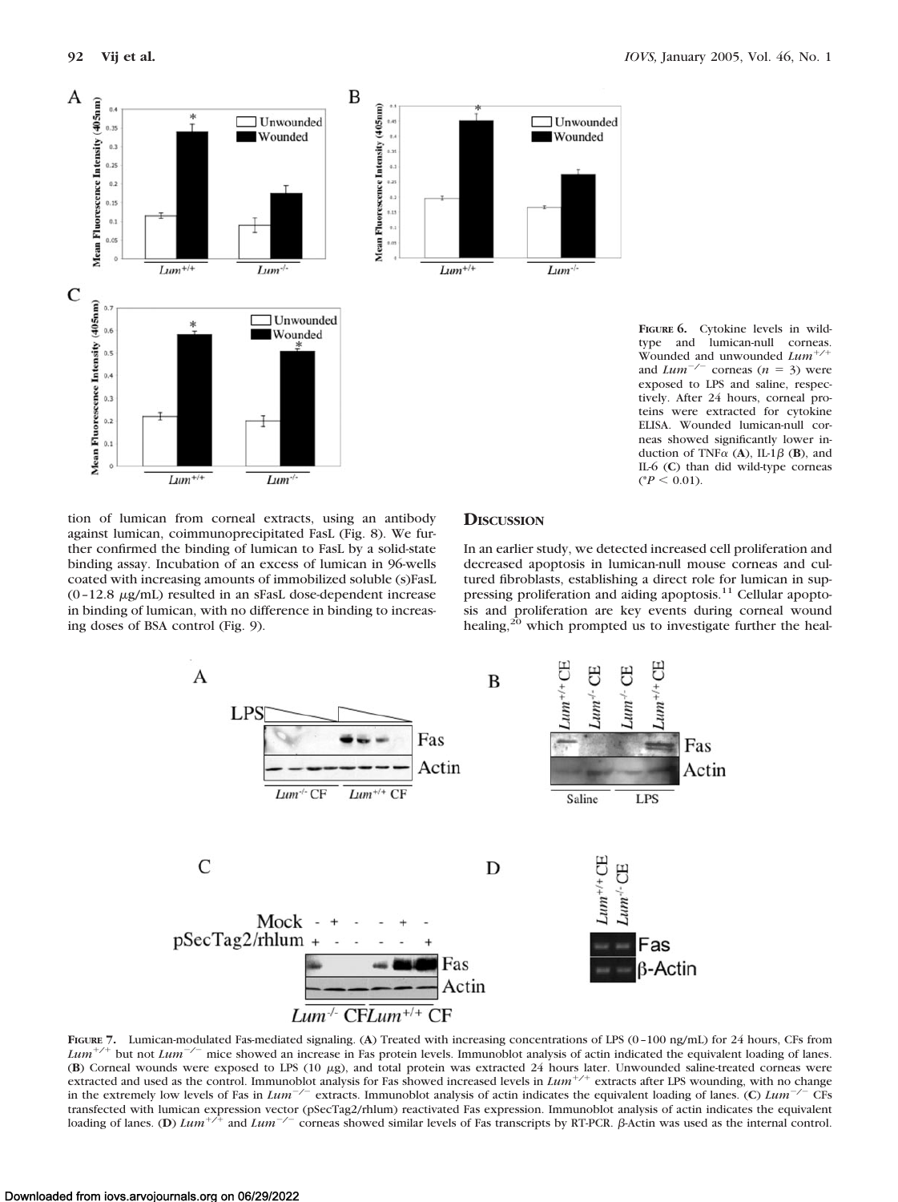**Figure 6.** Cytokine levels in wild-type and lumican-null corneas. Wounded and unwounded $Lum^{+/+}$ and $Lum^{-/-}$ corneas ($n = 3$) were exposed to LPS and saline, respectively. After 24 hours, corneal proteins were extracted for cytokine ELISA. Wounded lumican-null corneas showed significantly lower induction of TNFα (**A**), IL-1β (**B**), and IL-6 (**C**) than did wild-type corneas (*$P < 0.01$).

tion of lumican from corneal extracts, using an antibody against lumican, coimmunoprecipitated FasL (Fig. 8). We further confirmed the binding of lumican to FasL by a solid-state binding assay. Incubation of an excess of lumican in 96-wells coated with increasing amounts of immobilized soluble (s)FasL (0–12.8 μg/mL) resulted in an sFasL dose-dependent increase in binding of lumican, with no difference in binding to increasing doses of BSA control (Fig. 9).

## Discussion

In an earlier study, we detected increased cell proliferation and decreased apoptosis in lumican-null mouse corneas and cultured fibroblasts, establishing a direct role for lumican in suppressing proliferation and aiding apoptosis.[11] Cellular apoptosis and proliferation are key events during corneal wound healing,[20] which prompted us to investigate further the heal-

**Figure 7.** Lumican-modulated Fas-mediated signaling. (**A**) Treated with increasing concentrations of LPS (0–100 ng/mL) for 24 hours, CFs from $Lum^{+/+}$ but not $Lum^{-/-}$ mice showed an increase in Fas protein levels. Immunoblot analysis of actin indicated the equivalent loading of lanes. (**B**) Corneal wounds were exposed to LPS (10 μg), and total protein was extracted 24 hours later. Unwounded saline-treated corneas were extracted and used as the control. Immunoblot analysis for Fas showed increased levels in $Lum^{+/+}$ extracts after LPS wounding, with no change in the extremely low levels of Fas in $Lum^{-/-}$ extracts. Immunoblot analysis of actin indicates the equivalent loading of lanes. (**C**) $Lum^{-/-}$ CFs transfected with lumican expression vector (pSecTag2/rhlum) reactivated Fas expression. Immunoblot analysis of actin indicates the equivalent loading of lanes. (**D**) $Lum^{+/+}$ and $Lum^{-/-}$ corneas showed similar levels of Fas transcripts by RT-PCR. β-Actin was used as the internal control.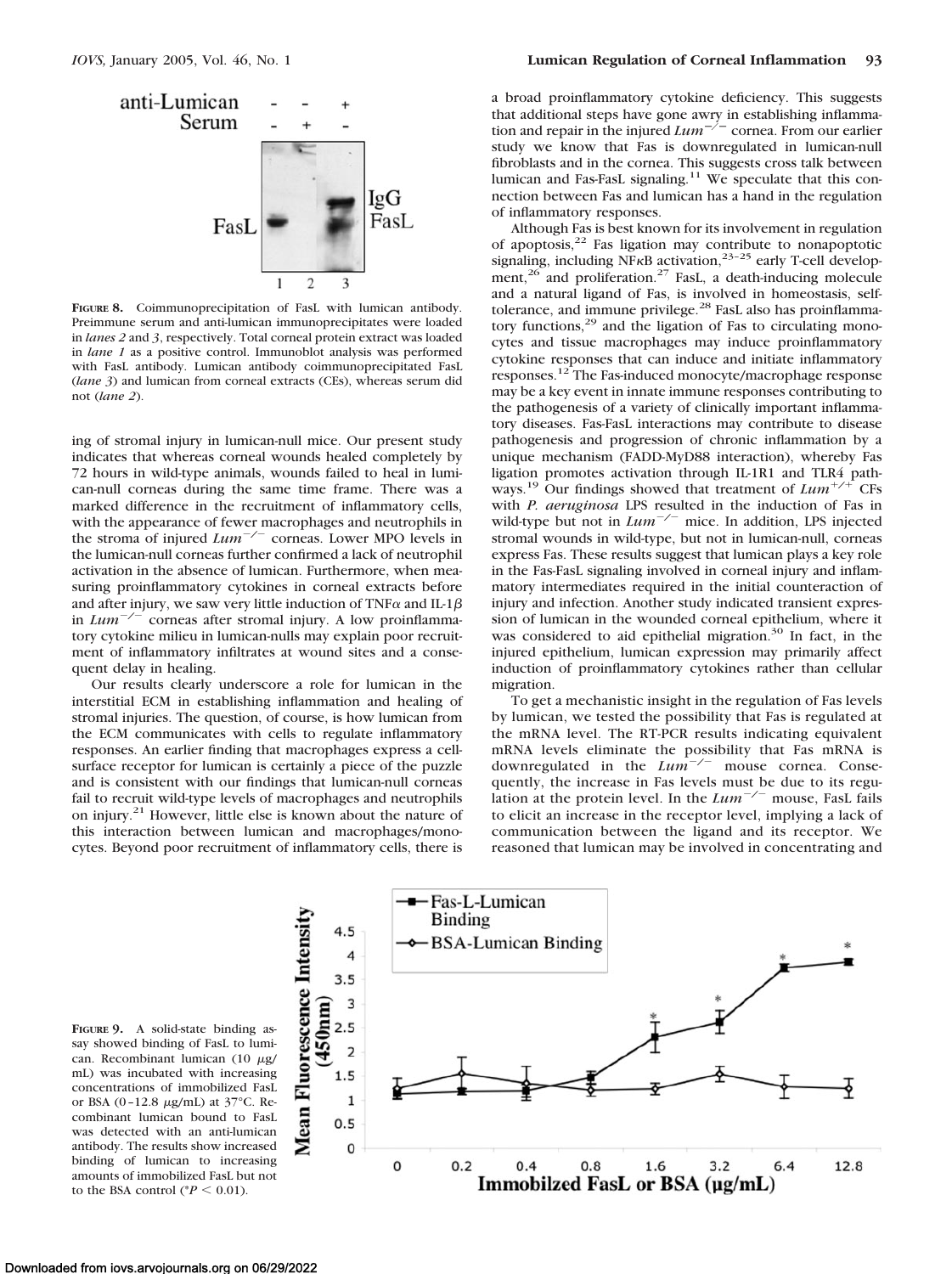**FIGURE 8.** Coimmunoprecipitation of FasL with lumican antibody. Preimmune serum and anti-lumican immunoprecipitates were loaded in *lanes 2* and *3*, respectively. Total corneal protein extract was loaded in *lane 1* as a positive control. Immunoblot analysis was performed with FasL antibody. Lumican antibody coimmunoprecipitated FasL (*lane 3*) and lumican from corneal extracts (CEs), whereas serum did not (*lane 2*).

ing of stromal injury in lumican-null mice. Our present study indicates that whereas corneal wounds healed completely by 72 hours in wild-type animals, wounds failed to heal in lumican-null corneas during the same time frame. There was a marked difference in the recruitment of inflammatory cells, with the appearance of fewer macrophages and neutrophils in the stroma of injured $Lum^{-/-}$ corneas. Lower MPO levels in the lumican-null corneas further confirmed a lack of neutrophil activation in the absence of lumican. Furthermore, when measuring proinflammatory cytokines in corneal extracts before and after injury, we saw very little induction of TNF$\alpha$ and IL-1$\beta$ in $Lum^{-/-}$ corneas after stromal injury. A low proinflammatory cytokine milieu in lumican-nulls may explain poor recruitment of inflammatory infiltrates at wound sites and a consequent delay in healing.

Our results clearly underscore a role for lumican in the interstitial ECM in establishing inflammation and healing of stromal injuries. The question, of course, is how lumican from the ECM communicates with cells to regulate inflammatory responses. An earlier finding that macrophages express a cell-surface receptor for lumican is certainly a piece of the puzzle and is consistent with our findings that lumican-null corneas fail to recruit wild-type levels of macrophages and neutrophils on injury.[21] However, little else is known about the nature of this interaction between lumican and macrophages/monocytes. Beyond poor recruitment of inflammatory cells, there is a broad proinflammatory cytokine deficiency. This suggests that additional steps have gone awry in establishing inflammation and repair in the injured $Lum^{-/-}$ cornea. From our earlier study we know that Fas is downregulated in lumican-null fibroblasts and in the cornea. This suggests cross talk between lumican and Fas-FasL signaling.[11] We speculate that this connection between Fas and lumican has a hand in the regulation of inflammatory responses.

Although Fas is best known for its involvement in regulation of apoptosis,[22] Fas ligation may contribute to nonapoptotic signaling, including NF$\kappa$B activation,[23-25] early T-cell development,[26] and proliferation.[27] FasL, a death-inducing molecule and a natural ligand of Fas, is involved in homeostasis, self-tolerance, and immune privilege.[28] FasL also has proinflammatory functions,[29] and the ligation of Fas to circulating monocytes and tissue macrophages may induce proinflammatory cytokine responses that can induce and initiate inflammatory responses.[12] The Fas-induced monocyte/macrophage response may be a key event in innate immune responses contributing to the pathogenesis of a variety of clinically important inflammatory diseases. Fas-FasL interactions may contribute to disease pathogenesis and progression of chronic inflammation by a unique mechanism (FADD-MyD88 interaction), whereby Fas ligation promotes activation through IL-1R1 and TLR4 pathways.[19] Our findings showed that treatment of $Lum^{+/+}$ CFs with *P. aeruginosa* LPS resulted in the induction of Fas in wild-type but not in $Lum^{-/-}$ mice. In addition, LPS injected stromal wounds in wild-type, but not in lumican-null, corneas express Fas. These results suggest that lumican plays a key role in the Fas-FasL signaling involved in corneal injury and inflammatory intermediates required in the initial counteraction of injury and infection. Another study indicated transient expression of lumican in the wounded corneal epithelium, where it was considered to aid epithelial migration.[30] In fact, in the injured epithelium, lumican expression may primarily affect induction of proinflammatory cytokines rather than cellular migration.

To get a mechanistic insight in the regulation of Fas levels by lumican, we tested the possibility that Fas is regulated at the mRNA level. The RT-PCR results indicating equivalent mRNA levels eliminate the possibility that Fas mRNA is downregulated in the $Lum^{-/-}$ mouse cornea. Consequently, the increase in Fas levels must be due to its regulation at the protein level. In the $Lum^{-/-}$ mouse, FasL fails to elicit an increase in the receptor level, implying a lack of communication between the ligand and its receptor. We reasoned that lumican may be involved in concentrating and

**FIGURE 9.** A solid-state binding assay showed binding of FasL to lumican. Recombinant lumican (10 $\mu$g/mL) was incubated with increasing concentrations of immobilized FasL or BSA (0–12.8 $\mu$g/mL) at 37°C. Recombinant lumican bound to FasL was detected with an anti-lumican antibody. The results show increased binding of lumican to increasing amounts of immobilized FasL but not to the BSA control (*$P < 0.01$).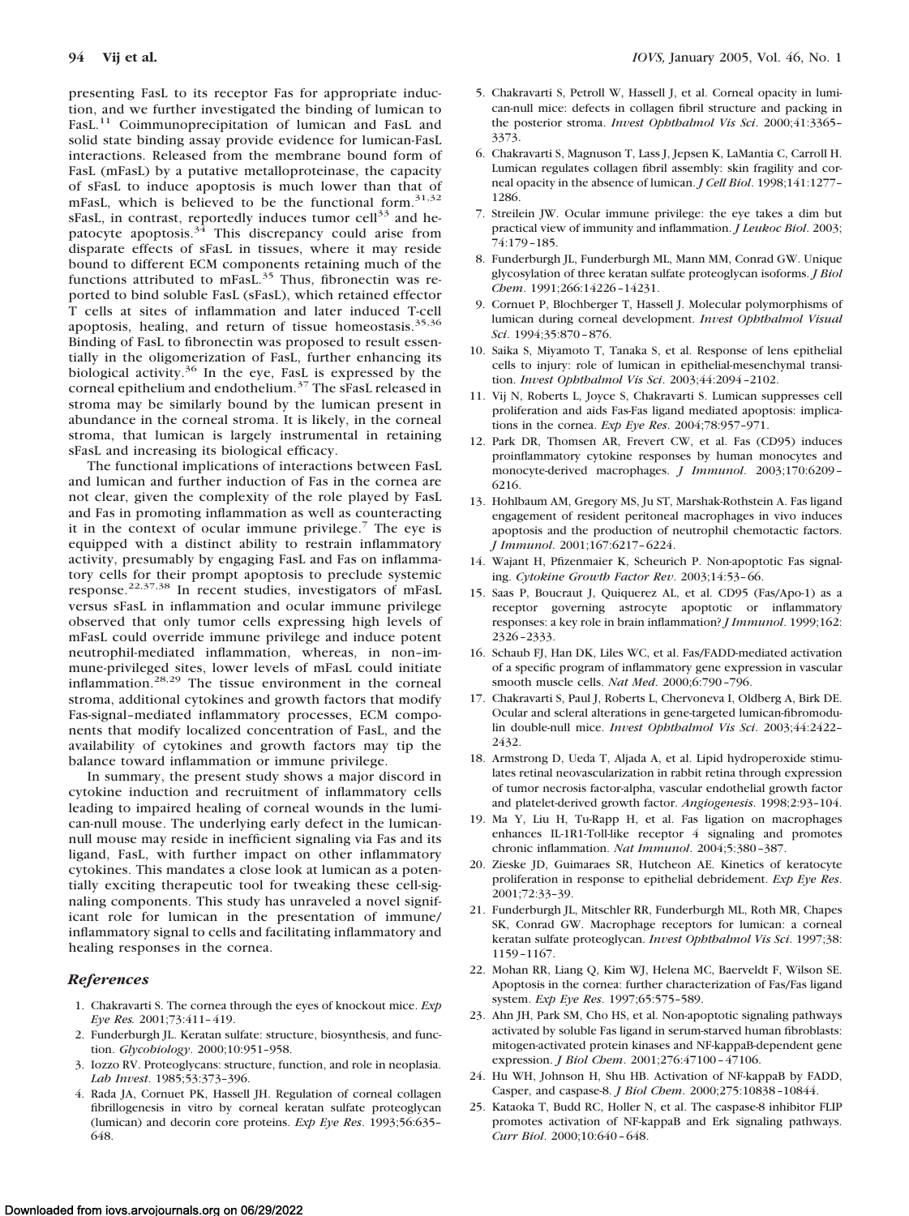presenting FasL to its receptor Fas for appropriate induction, and we further investigated the binding of lumican to FasL.[11] Coimmunoprecipitation of lumican and FasL and solid state binding assay provide evidence for lumican-FasL interactions. Released from the membrane bound form of FasL (mFasL) by a putative metalloproteinase, the capacity of sFasL to induce apoptosis is much lower than that of mFasL, which is believed to be the functional form.[31,32] sFasL, in contrast, reportedly induces tumor cell[33] and hepatocyte apoptosis.[34] This discrepancy could arise from disparate effects of sFasL in tissues, where it may reside bound to different ECM components retaining much of the functions attributed to mFasL.[35] Thus, fibronectin was reported to bind soluble FasL (sFasL), which retained effector T cells at sites of inflammation and later induced T-cell apoptosis, healing, and return of tissue homeostasis.[35,36] Binding of FasL to fibronectin was proposed to result essentially in the oligomerization of FasL, further enhancing its biological activity.[36] In the eye, FasL is expressed by the corneal epithelium and endothelium.[37] The sFasL released in stroma may be similarly bound by the lumican present in abundance in the corneal stroma. It is likely, in the corneal stroma, that lumican is largely instrumental in retaining sFasL and increasing its biological efficacy.

The functional implications of interactions between FasL and lumican and further induction of Fas in the cornea are not clear, given the complexity of the role played by FasL and Fas in promoting inflammation as well as counteracting it in the context of ocular immune privilege.[7] The eye is equipped with a distinct ability to restrain inflammatory activity, presumably by engaging FasL and Fas on inflammatory cells for their prompt apoptosis to preclude systemic response.[22,37,38] In recent studies, investigators of mFasL versus sFasL in inflammation and ocular immune privilege observed that only tumor cells expressing high levels of mFasL could override immune privilege and induce potent neutrophil-mediated inflammation, whereas, in non–immune-privileged sites, lower levels of mFasL could initiate inflammation.[28,29] The tissue environment in the corneal stroma, additional cytokines and growth factors that modify Fas-signal–mediated inflammatory processes, ECM components that modify localized concentration of FasL, and the availability of cytokines and growth factors may tip the balance toward inflammation or immune privilege.

In summary, the present study shows a major discord in cytokine induction and recruitment of inflammatory cells leading to impaired healing of corneal wounds in the lumican-null mouse. The underlying early defect in the lumican-null mouse may reside in inefficient signaling via Fas and its ligand, FasL, with further impact on other inflammatory cytokines. This mandates a close look at lumican as a potentially exciting therapeutic tool for tweaking these cell-signaling components. This study has unraveled a novel significant role for lumican in the presentation of immune/inflammatory signal to cells and facilitating inflammatory and healing responses in the cornea.

## References

1. Chakravarti S. The cornea through the eyes of knockout mice. *Exp Eye Res.* 2001;73:411–419.
2. Funderburgh JL. Keratan sulfate: structure, biosynthesis, and function. *Glycobiology*. 2000;10:951–958.
3. Iozzo RV. Proteoglycans: structure, function, and role in neoplasia. *Lab Invest*. 1985;53:373–396.
4. Rada JA, Cornuet PK, Hassell JH. Regulation of corneal collagen fibrillogenesis in vitro by corneal keratan sulfate proteoglycan (lumican) and decorin core proteins. *Exp Eye Res*. 1993;56:635–648.
5. Chakravarti S, Petroll W, Hassell J, et al. Corneal opacity in lumican-null mice: defects in collagen fibril structure and packing in the posterior stroma. *Invest Ophthalmol Vis Sci*. 2000;41:3365–3373.
6. Chakravarti S, Magnuson T, Lass J, Jepsen K, LaMantia C, Carroll H. Lumican regulates collagen fibril assembly: skin fragility and corneal opacity in the absence of lumican. *J Cell Biol*. 1998;141:1277–1286.
7. Streilein JW. Ocular immune privilege: the eye takes a dim but practical view of immunity and inflammation. *J Leukoc Biol*. 2003;74:179–185.
8. Funderburgh JL, Funderburgh ML, Mann MM, Conrad GW. Unique glycosylation of three keratan sulfate proteoglycan isoforms. *J Biol Chem*. 1991;266:14226–14231.
9. Cornuet P, Blochberger T, Hassell J. Molecular polymorphisms of lumican during corneal development. *Invest Ophthalmol Visual Sci*. 1994;35:870–876.
10. Saika S, Miyamoto T, Tanaka S, et al. Response of lens epithelial cells to injury: role of lumican in epithelial-mesenchymal transition. *Invest Ophthalmol Vis Sci*. 2003;44:2094–2102.
11. Vij N, Roberts L, Joyce S, Chakravarti S. Lumican suppresses cell proliferation and aids Fas-Fas ligand mediated apoptosis: implications in the cornea. *Exp Eye Res*. 2004;78:957–971.
12. Park DR, Thomsen AR, Frevert CW, et al. Fas (CD95) induces proinflammatory cytokine responses by human monocytes and monocyte-derived macrophages. *J Immunol*. 2003;170:6209–6216.
13. Hohlbaum AM, Gregory MS, Ju ST, Marshak-Rothstein A. Fas ligand engagement of resident peritoneal macrophages in vivo induces apoptosis and the production of neutrophil chemotactic factors. *J Immunol*. 2001;167:6217–6224.
14. Wajant H, Pfizenmaier K, Scheurich P. Non-apoptotic Fas signaling. *Cytokine Growth Factor Rev*. 2003;14:53–66.
15. Saas P, Boucraut J, Quiquerez AL, et al. CD95 (Fas/Apo-1) as a receptor governing astrocyte apoptotic or inflammatory responses: a key role in brain inflammation? *J Immunol*. 1999;162:2326–2333.
16. Schaub FJ, Han DK, Liles WC, et al. Fas/FADD-mediated activation of a specific program of inflammatory gene expression in vascular smooth muscle cells. *Nat Med*. 2000;6:790–796.
17. Chakravarti S, Paul J, Roberts L, Chervoneva I, Oldberg A, Birk DE. Ocular and scleral alterations in gene-targeted lumican-fibromodulin double-null mice. *Invest Ophthalmol Vis Sci*. 2003;44:2422–2432.
18. Armstrong D, Ueda T, Aljada A, et al. Lipid hydroperoxide stimulates retinal neovascularization in rabbit retina through expression of tumor necrosis factor-alpha, vascular endothelial growth factor and platelet-derived growth factor. *Angiogenesis*. 1998;2:93–104.
19. Ma Y, Liu H, Tu-Rapp H, et al. Fas ligation on macrophages enhances IL-1R1-Toll-like receptor 4 signaling and promotes chronic inflammation. *Nat Immunol*. 2004;5:380–387.
20. Zieske JD, Guimaraes SR, Hutcheon AE. Kinetics of keratocyte proliferation in response to epithelial debridement. *Exp Eye Res*. 2001;72:33–39.
21. Funderburgh JL, Mitschler RR, Funderburgh ML, Roth MR, Chapes SK, Conrad GW. Macrophage receptors for lumican: a corneal keratan sulfate proteoglycan. *Invest Ophthalmol Vis Sci*. 1997;38:1159–1167.
22. Mohan RR, Liang Q, Kim WJ, Helena MC, Baerveldt F, Wilson SE. Apoptosis in the cornea: further characterization of Fas/Fas ligand system. *Exp Eye Res*. 1997;65:575–589.
23. Ahn JH, Park SM, Cho HS, et al. Non-apoptotic signaling pathways activated by soluble Fas ligand in serum-starved human fibroblasts: mitogen-activated protein kinases and NF-kappaB-dependent gene expression. *J Biol Chem*. 2001;276:47100–47106.
24. Hu WH, Johnson H, Shu HB. Activation of NF-kappaB by FADD, Casper, and caspase-8. *J Biol Chem*. 2000;275:10838–10844.
25. Kataoka T, Budd RC, Holler N, et al. The caspase-8 inhibitor FLIP promotes activation of NF-kappaB and Erk signaling pathways. *Curr Biol*. 2000;10:640–648.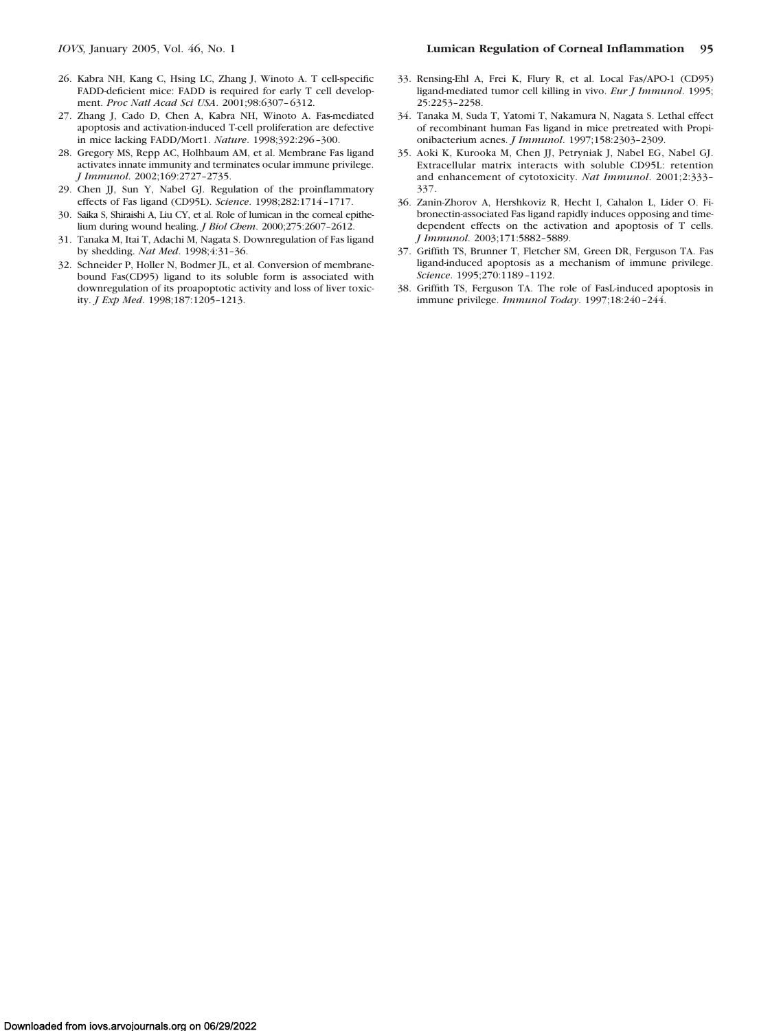26. Kabra NH, Kang C, Hsing LC, Zhang J, Winoto A. T cell-specific FADD-deficient mice: FADD is required for early T cell development. *Proc Natl Acad Sci USA*. 2001;98:6307–6312.
27. Zhang J, Cado D, Chen A, Kabra NH, Winoto A. Fas-mediated apoptosis and activation-induced T-cell proliferation are defective in mice lacking FADD/Mort1. *Nature*. 1998;392:296–300.
28. Gregory MS, Repp AC, Holhbaum AM, et al. Membrane Fas ligand activates innate immunity and terminates ocular immune privilege. *J Immunol*. 2002;169:2727–2735.
29. Chen JJ, Sun Y, Nabel GJ. Regulation of the proinflammatory effects of Fas ligand (CD95L). *Science*. 1998;282:1714–1717.
30. Saika S, Shiraishi A, Liu CY, et al. Role of lumican in the corneal epithelium during wound healing. *J Biol Chem*. 2000;275:2607–2612.
31. Tanaka M, Itai T, Adachi M, Nagata S. Downregulation of Fas ligand by shedding. *Nat Med*. 1998;4:31–36.
32. Schneider P, Holler N, Bodmer JL, et al. Conversion of membrane-bound Fas(CD95) ligand to its soluble form is associated with downregulation of its proapoptotic activity and loss of liver toxicity. *J Exp Med*. 1998;187:1205–1213.
33. Rensing-Ehl A, Frei K, Flury R, et al. Local Fas/APO-1 (CD95) ligand-mediated tumor cell killing in vivo. *Eur J Immunol*. 1995; 25:2253–2258.
34. Tanaka M, Suda T, Yatomi T, Nakamura N, Nagata S. Lethal effect of recombinant human Fas ligand in mice pretreated with Propionibacterium acnes. *J Immunol*. 1997;158:2303–2309.
35. Aoki K, Kurooka M, Chen JJ, Petryniak J, Nabel EG, Nabel GJ. Extracellular matrix interacts with soluble CD95L: retention and enhancement of cytotoxicity. *Nat Immunol*. 2001;2:333–337.
36. Zanin-Zhorov A, Hershkoviz R, Hecht I, Cahalon L, Lider O. Fibronectin-associated Fas ligand rapidly induces opposing and time-dependent effects on the activation and apoptosis of T cells. *J Immunol*. 2003;171:5882–5889.
37. Griffith TS, Brunner T, Fletcher SM, Green DR, Ferguson TA. Fas ligand-induced apoptosis as a mechanism of immune privilege. *Science*. 1995;270:1189–1192.
38. Griffith TS, Ferguson TA. The role of FasL-induced apoptosis in immune privilege. *Immunol Today*. 1997;18:240–244.